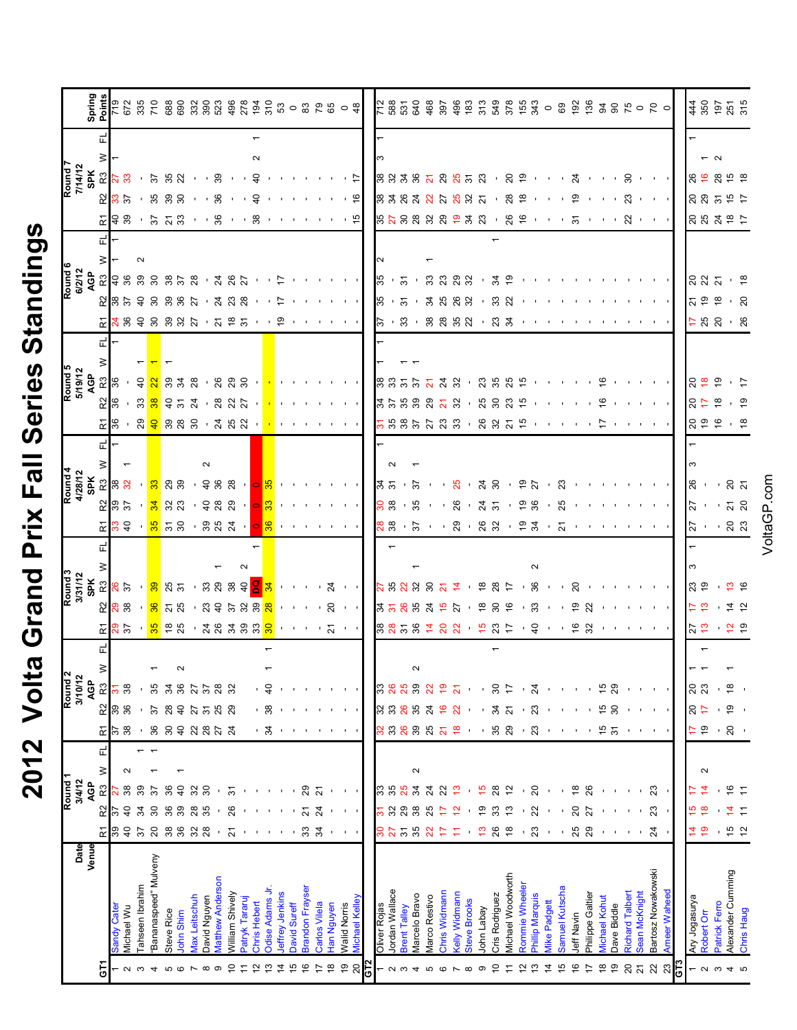# 2012 Volta Grand Prix Fall Series Standings

| | Date / Venue | Round 1 3/4/12 AGP | | | | | Round 2 3/10/12 AGP | | | | | Round 3 3/31/12 SPK | | | | | Round 4 4/28/12 SPK | | | | | Round 5 5/19/12 AGP | | | | | Round 6 6/2/12 AGP | | | | | Round 7 7/14/12 SPK | | | | | Spring Points |
|---|---|---|---|---|---|---|---|---|---|---|---|---|---|---|---|---|---|---|---|---|---|---|---|---|---|---|---|---|---|---|---|---|---|---|---|---|---|
| | | R1 | R2 | R3 | W | FL | R1 | R2 | R3 | W | FL | R1 | R2 | R3 | W | FL | R1 | R2 | R3 | W | FL | R1 | R2 | R3 | W | FL | R1 | R2 | R3 | W | FL | R1 | R2 | R3 | W | FL | |
| **GT1** | | | | | | | | | | | | | | | | | | | | | | | | | | | | | | | | | | | | | |
| 1 | Sandy Cater | 39 | 37 | 27 | | | 37 | 39 | 31 | | | 29 | 29 | 26 | | | 33 | 39 | 38 | | 1 | 36 | 36 | 36 | | 1 | 24 | 38 | 40 | 1 | 1 | 40 | 33 | 27 | 1 | | 719 |
| 2 | Michael Wu | 40 | 40 | 38 | 2 | | 38 | 36 | 38 | | | 37 | 38 | 37 | | | 40 | 37 | 32 | 1 | | - | - | - | | | 36 | 37 | 36 | | | 39 | 37 | 33 | | | 672 |
| 3 | Tahseen Ibrahim | 37 | 34 | 39 | | 1 | - | - | - | | | - | - | - | | | - | - | - | | | 29 | 33 | 40 | 1 | | 40 | 40 | 39 | 2 | | - | - | - | | | 335 |
| 4 | "Bananaspeed" Mulveny | 20 | 30 | 37 | 1 | 1 | 36 | 37 | 35 | 1 | | 35 | 36 | 39 | | | 35 | 34 | 33 | | | 40 | 38 | 22 | 1 | | 30 | 30 | 30 | | | 37 | 35 | 37 | | | 710 |
| 5 | Steve Rice | 38 | 36 | 36 | | | 30 | 28 | 34 | | | 18 | 21 | 25 | | | 31 | 32 | 29 | | | 39 | 40 | 39 | 1 | | 39 | 39 | 38 | | | 21 | 39 | 35 | | | 688 |
| 6 | John Shim | 36 | 39 | 40 | 1 | | 40 | 40 | 36 | 2 | | 25 | 25 | 31 | | | 30 | 23 | 39 | | | 28 | 31 | 34 | | | 32 | 36 | 37 | | | 33 | 30 | 22 | | | 690 |
| 7 | Max Leitschuh | 32 | 28 | 32 | | | 22 | 27 | 27 | | | - | - | - | | | - | - | - | | | 30 | 24 | 28 | | | 27 | 27 | 28 | | | - | - | - | | | 332 |
| 8 | David Nguyen | 28 | 35 | 30 | | | 28 | 31 | 37 | | | 24 | 23 | 33 | | | 39 | 40 | 40 | 2 | | - | - | - | | | - | - | - | | | - | - | - | | | 390 |
| 9 | Matthew Anderson | - | - | - | | | 27 | 25 | 28 | | | 26 | 40 | 29 | 1 | | 25 | 28 | 36 | | | 24 | 28 | 26 | | | 21 | 24 | 24 | | | 36 | 36 | 39 | | | 523 |
| 10 | William Shively | 21 | 26 | 31 | | | 24 | 29 | 32 | | | 34 | 37 | 38 | | | 24 | 29 | 28 | | | 25 | 22 | 29 | | | 18 | 23 | 26 | | | - | - | - | | | 496 |
| 11 | Patryk Tararuj | - | - | - | | | - | - | - | | | 39 | 32 | 40 | 2 | | - | - | - | | | 22 | 27 | 30 | | | 31 | 28 | 27 | | | - | - | - | | | 278 |
| 12 | Chris Hebert | - | - | - | | | - | - | - | | | 33 | 39 | DQ | | 1 | 0 | 0 | 0 | | | - | - | - | | | - | - | - | | | 38 | 40 | 40 | 2 | 1 | 194 |
| 13 | Odise Adams Jr. | - | - | - | | | 34 | 38 | 40 | 1 | 1 | 30 | 28 | 34 | | | 36 | 33 | 35 | | | - | - | - | | | - | - | - | | | - | - | - | | | 310 |
| 14 | Jeffrey Jenkins | - | - | - | | | - | - | - | | | - | - | - | | | - | - | - | | | - | - | - | | | 19 | 17 | 17 | | | - | - | - | | | 53 |
| 15 | David Sureff | - | - | - | | | - | - | - | | | - | - | - | | | - | - | - | | | - | - | - | | | - | - | - | | | - | - | - | | | 0 |
| 16 | Brandon Frayser | 33 | 21 | 29 | | | - | - | - | | | - | - | - | | | - | - | - | | | - | - | - | | | - | - | - | | | - | - | - | | | 83 |
| 17 | Carlos Vilela | 34 | 24 | 21 | | | - | - | - | | | - | - | - | | | - | - | - | | | - | - | - | | | - | - | - | | | - | - | - | | | 79 |
| 18 | Han Nguyen | - | - | - | | | - | - | - | | | 21 | 20 | 24 | | | - | - | - | | | - | - | - | | | - | - | - | | | - | - | - | | | 65 |
| 19 | Walid Norris | - | - | - | | | - | - | - | | | - | - | - | | | - | - | - | | | - | - | - | | | - | - | - | | | - | - | - | | | 0 |
| 20 | Michael Kelley | - | - | - | | | - | - | - | | | - | - | - | | | - | - | - | | | - | - | - | | | - | - | - | | | 15 | 16 | 17 | | | 48 |
| **GT2** | | | | | | | | | | | | | | | | | | | | | | | | | | | | | | | | | | | | | |
| 1 | Oliver Rojas | 30 | 31 | 33 | | | 32 | 32 | 33 | | | 38 | 34 | 27 | | | 28 | 30 | 34 | | 1 | 31 | 34 | 38 | | 1 | 37 | 35 | 35 | 2 | | 35 | 38 | 38 | 3 | 1 | 712 |
| 2 | Jordan Wallace | 27 | 32 | 35 | | | 33 | 33 | 26 | | | 28 | 31 | 35 | | 1 | 38 | 38 | 31 | 2 | | 35 | 37 | 33 | 1 | | - | - | - | | | 27 | 34 | 32 | | | 588 |
| 3 | Brent Talley | 31 | 29 | 25 | | | 26 | 26 | 25 | | | 31 | 26 | 22 | | | - | - | - | | | 38 | 35 | 31 | 1 | | 33 | 31 | 31 | | | 30 | 26 | 34 | | | 531 |
| 4 | Marcelo Bravo | 35 | 38 | 34 | 2 | | 39 | 35 | 39 | 2 | | 36 | 35 | 32 | 1 | | 37 | 35 | 37 | 1 | | 37 | 39 | 37 | 1 | | - | - | - | | | 28 | 24 | 36 | | | 640 |
| 5 | Marco Restivo | 22 | 25 | 24 | | | 25 | 24 | 22 | | | 14 | 24 | 30 | | | - | - | - | | | 27 | 29 | 21 | | | 38 | 34 | 33 | 1 | | 32 | 22 | 21 | | | 468 |
| 6 | Chris Widmann | 17 | 17 | 22 | | | 21 | 16 | 19 | | | 20 | 15 | 21 | | | - | - | - | | | 23 | 21 | 24 | | | 28 | 25 | 23 | | | 29 | 27 | 29 | | | 397 |
| 7 | Kelly Widmann | 11 | 12 | 13 | | | 18 | 22 | 21 | | | 22 | 27 | 14 | | | 29 | 26 | 25 | | | 33 | 32 | 32 | | | 35 | 26 | 29 | | | 19 | 25 | 25 | | | 496 |
| 8 | Steve Brooks | - | - | - | | | - | - | - | | | - | - | - | | | - | - | - | | | - | - | - | | | 22 | 32 | 32 | | | 34 | 32 | 31 | | | 183 |
| 9 | John Labay | 13 | 19 | 15 | | | - | - | - | | | 15 | 18 | 18 | | | 26 | 24 | 24 | | | 26 | 25 | 23 | | | - | - | - | | | 23 | 21 | 23 | | | 313 |
| 10 | Cris Rodriguez | 26 | 33 | 28 | | | 35 | 34 | 30 | | 1 | 23 | 30 | 28 | | | 32 | 31 | 30 | | | 32 | 30 | 35 | | | 23 | 33 | 34 | | 1 | - | - | - | | | 549 |
| 11 | Michael Woodworth | 18 | 13 | 12 | | | 29 | 21 | 17 | | | 17 | 16 | 17 | | | - | - | - | | | 21 | 23 | 25 | | | 34 | 22 | 19 | | | 26 | 28 | 20 | | | 378 |
| 12 | Rommie Wheeler | - | - | - | | | - | - | - | | | - | - | - | | | 19 | 19 | 19 | | | 15 | 15 | 15 | | | - | - | - | | | 16 | 18 | 19 | | | 155 |
| 13 | Phillip Marquis | 23 | 22 | 20 | | | 23 | 23 | 24 | | | 40 | 33 | 36 | 2 | | 34 | 36 | 27 | | | - | - | - | | | - | - | - | | | - | - | - | | | 343 |
| 14 | Mike Padgett | - | - | - | | | - | - | - | | | - | - | - | | | - | - | - | | | - | - | - | | | - | - | - | | | - | - | - | | | 0 |
| 15 | Samuel Kutscha | - | - | - | | | - | - | - | | | - | - | - | | | 21 | 25 | 23 | | | - | - | - | | | - | - | - | | | - | - | - | | | 69 |
| 16 | Jeff Navin | 25 | 20 | 18 | | | - | - | - | | | 16 | 19 | 20 | | | - | - | - | | | - | - | - | | | - | - | - | | | 31 | 19 | 24 | | | 192 |
| 17 | Philippe Galtier | 29 | 27 | 26 | | | - | - | - | | | 32 | 22 | - | | | - | - | - | | | - | - | - | | | - | - | - | | | - | - | - | | | 136 |
| 18 | Michael Kohut | - | - | - | | | 15 | 15 | 15 | | | - | - | - | | | - | - | - | | | 17 | 16 | 16 | | | - | - | - | | | - | - | - | | | 94 |
| 19 | Dave Biddle | - | - | - | | | 31 | 30 | 29 | | | - | - | - | | | - | - | - | | | - | - | - | | | - | - | - | | | - | - | - | | | 90 |
| 20 | Richard Talbert | - | - | - | | | - | - | - | | | - | - | - | | | - | - | - | | | - | - | - | | | - | - | - | | | 22 | 23 | 30 | | | 75 |
| 21 | Sean McKnight | - | - | - | | | - | - | - | | | - | - | - | | | - | - | - | | | - | - | - | | | - | - | - | | | - | - | - | | | 0 |
| 22 | Bartosz Nowakowski | 24 | 23 | 23 | | | - | - | - | | | - | - | - | | | - | - | - | | | - | - | - | | | - | - | - | | | - | - | - | | | 70 |
| 23 | Ameer Waheed | - | - | - | | | - | - | - | | | - | - | - | | | - | - | - | | | - | - | - | | | - | - | - | | | - | - | - | | | 0 |
| **GT3** | | | | | | | | | | | | | | | | | | | | | | | | | | | | | | | | | | | | | |
| 1 | Ary Jogasurya | 14 | 15 | 17 | | | 17 | 20 | 20 | 1 | 1 | 27 | 17 | 23 | 3 | 1 | 27 | 27 | 26 | 3 | 1 | 20 | 20 | 20 | | | 17 | 21 | 20 | | | 20 | 20 | 26 | | 1 | 444 |
| 2 | Robert Orr | 19 | 18 | 14 | 2 | | 19 | 17 | 23 | 1 | 1 | 13 | 13 | 19 | | | - | - | - | | | 19 | 17 | 18 | | | 25 | 19 | 22 | | | 25 | 29 | 16 | 1 | | 350 |
| 3 | Patrick Ferro | - | - | - | | | - | - | - | | | - | - | - | | | - | - | - | | | 16 | 18 | 19 | | | 20 | 18 | 21 | | | 24 | 31 | 28 | 2 | | 197 |
| 4 | Alexander Cumming | 15 | 14 | 16 | | | 20 | 19 | 18 | | 1 | 12 | 14 | 13 | | | 20 | 21 | 20 | | | - | - | - | | | - | - | - | | | 18 | 15 | 15 | | | 251 |
| 5 | Chris Haug | 12 | 11 | 11 | | | - | - | - | | | 19 | 12 | 16 | | | 23 | 20 | 21 | | | 18 | 19 | 17 | | | 26 | 20 | 18 | | | 17 | 17 | 18 | | | 315 |

VoltaGP.com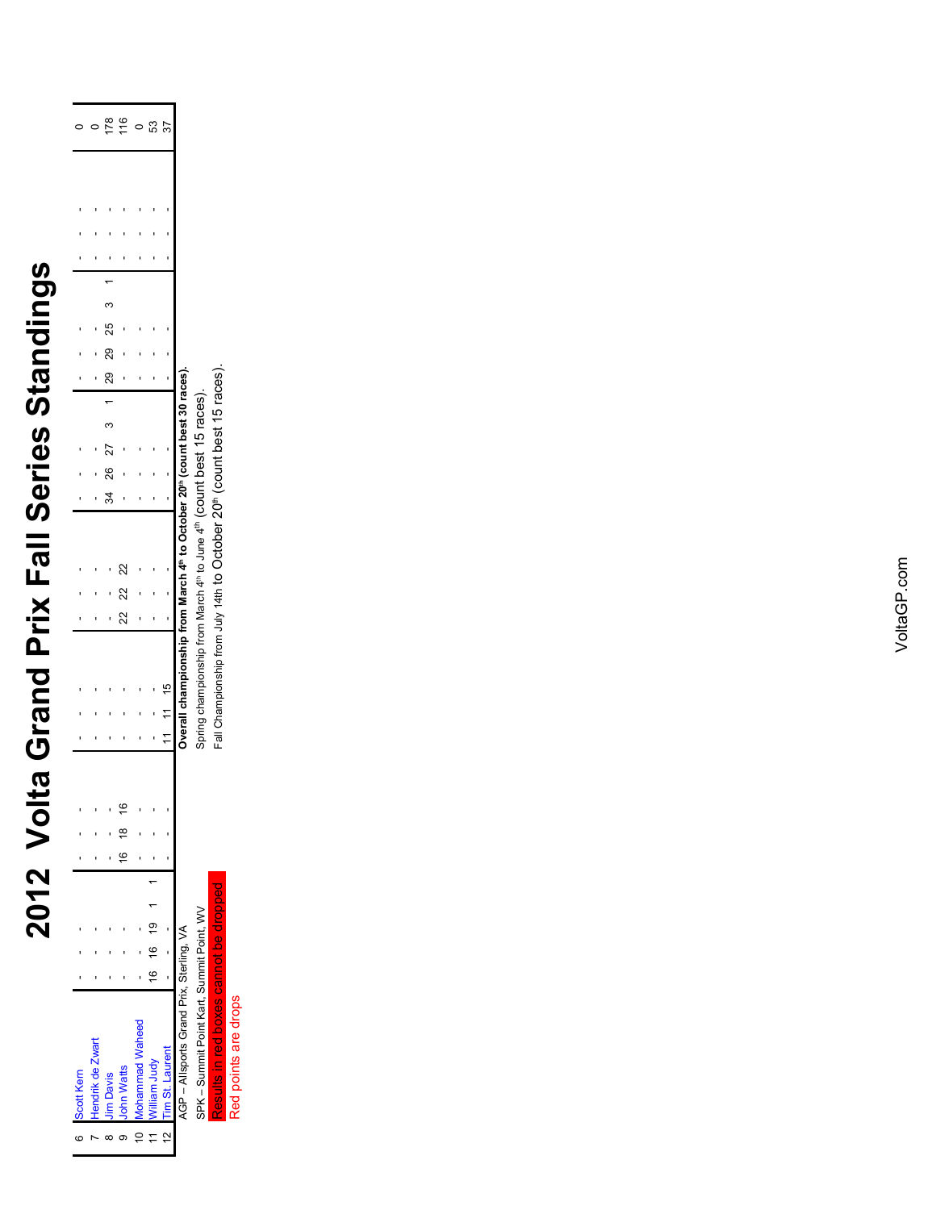# 2012 Volta Grand Prix Fall Series Standings

| | | | | | | | | | | | | | | | | | | | | | | | | | | | | |
|---|---|---|---|---|---|---|---|---|---|---|---|---|---|---|---|---|---|---|---|---|---|---|---|---|---|---|---|---|
| 6 | Scott Kern | - | - | - | | | - | - | - | - | - | - | - | - | - | - | - | - | | | - | - | - | | | - | - | - | 0 |
| 7 | Hendrik de Zwart | - | - | - | | | - | - | - | - | - | - | - | - | - | - | - | - | | | - | - | - | | | - | - | - | 0 |
| 8 | Jim Davis | - | - | - | | | - | - | - | - | - | - | - | - | - | 34 | 26 | 27 | 3 | 1 | 29 | 29 | 25 | 3 | 1 | - | - | - | 178 |
| 9 | John Watts | - | - | - | | | 16 | 18 | 16 | - | - | - | 22 | 22 | 22 | - | - | - | | | - | - | - | | | - | - | - | 116 |
| 10 | Mohammad Waheed | - | - | - | | | - | - | - | - | - | - | - | - | - | - | - | - | | | - | - | - | | | - | - | - | 0 |
| 11 | William Judy | 16 | 16 | 19 | 1 | 1 | - | - | - | - | - | - | - | - | - | - | - | - | | | - | - | - | | | - | - | - | 53 |
| 12 | Tim St. Laurent | - | - | - | | | - | - | - | 11 | 11 | 15 | - | - | - | - | - | - | | | - | - | - | | | - | - | - | 37 |

AGP – Allsports Grand Prix, Sterling, VA

SPK – Summit Point Kart, Summit Point, WV

Results in red boxes cannot be dropped

Red points are drops

**Overall championship from March 4th to October 20th (count best 30 races).**

Spring championship from March 4th to June 4th (count best 15 races).

Fall Championship from July 14th to October 20th (count best 15 races).

VoltaGP.com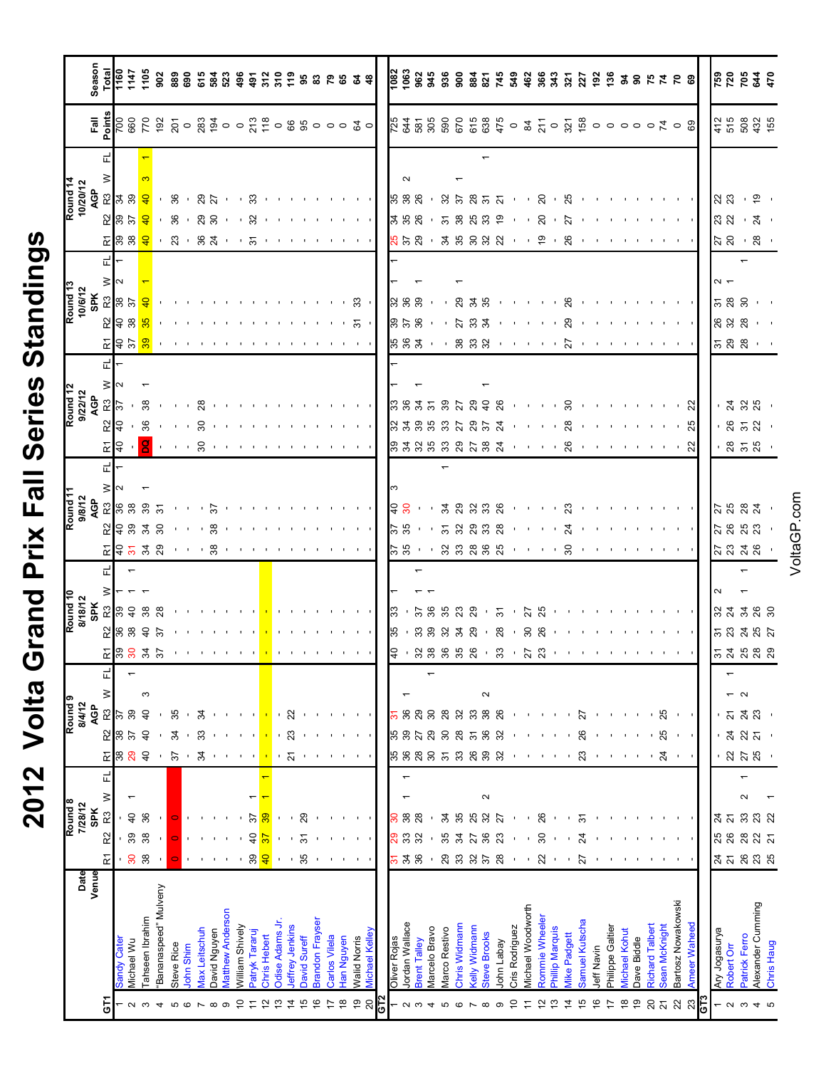# 2012 Volta Grand Prix Fall Series Standings

| | Date / Venue | Round 8 7/28/12 SPK | | | | | Round 9 8/4/12 AGP | | | | | Round 10 8/18/12 SPK | | | | | Round 11 9/8/12 AGP | | | | | Round 12 9/22/12 AGP | | | | | Round 13 10/6/12 SPK | | | | | Round 14 10/20/12 AGP | | | | | Fall Points | Season Total |
|---|---|---|---|---|---|---|---|---|---|---|---|---|---|---|---|---|---|---|---|---|---|---|---|---|---|---|---|---|---|---|---|---|---|---|---|---|---|---|
| | | R1 | R2 | R3 | W | FL | R1 | R2 | R3 | W | FL | R1 | R2 | R3 | W | FL | R1 | R2 | R3 | W | FL | R1 | R2 | R3 | W | FL | R1 | R2 | R3 | W | FL | R1 | R2 | R3 | W | FL | | |
| **GT1** | | | | | | | | | | | | | | | | | | | | | | | | | | | | | | | | | | | | | | |
| 1 | Sandy Cater | - | - | - | | | 38 | 38 | 37 | | | 39 | 36 | 39 | 1 | | 40 | 40 | 36 | 2 | 1 | 40 | 40 | 37 | 2 | 1 | 40 | 40 | 38 | 2 | 1 | 39 | 39 | 34 | | | 700 | 1160 |
| 2 | Michael Wu | 30 | 39 | 40 | 1 | | 29 | 37 | 39 | | 1 | 30 | 38 | 40 | 1 | 1 | 31 | 39 | 38 | | | - | - | - | | | 37 | 38 | 37 | | | 38 | 37 | 39 | | | 660 | 1147 |
| 3 | Tahseen Ibrahim | 38 | 38 | 36 | | | 40 | 40 | 40 | 3 | | 34 | 40 | 38 | 1 | | 34 | 34 | 39 | 1 | | DQ | 36 | 38 | 1 | | 39 | 35 | 40 | 1 | | 40 | 40 | 40 | 3 | 1 | 770 | 1105 |
| 4 | "Bananaspeed" Mulveny | - | - | - | | | - | - | - | | | 37 | 37 | 28 | | | 29 | 30 | 31 | | | - | - | - | | | - | - | - | | | - | - | - | | | 192 | 902 |
| 5 | Steve Rice | 0 | 0 | 0 | | | 37 | 34 | 35 | | | - | - | - | | | - | - | - | | | - | - | - | | | - | - | - | | | 23 | 36 | 36 | | | 201 | 889 |
| 6 | John Shim | - | - | - | | | - | - | - | | | - | - | - | | | - | - | - | | | - | - | - | | | - | - | - | | | - | - | - | | | 0 | 690 |
| 7 | Max Leitschuh | - | - | - | | | 34 | 33 | 34 | | | - | - | - | | | - | - | - | | | 30 | 30 | 28 | | | - | - | - | | | 36 | 29 | 29 | | | 283 | 615 |
| 8 | David Nguyen | - | - | - | | | - | - | - | | | - | - | - | | | 38 | 38 | 37 | | | - | - | - | | | - | - | - | | | 24 | 30 | 27 | | | 194 | 584 |
| 9 | Matthew Anderson | - | - | - | | | - | - | - | | | - | - | - | | | - | - | - | | | - | - | - | | | - | - | - | | | - | - | - | | | 0 | 523 |
| 10 | William Shively | - | - | - | | | - | - | - | | | - | - | - | | | - | - | - | | | - | - | - | | | - | - | - | | | - | - | - | | | 0 | 496 |
| 11 | Patryk Tararuj | 39 | 40 | 37 | 1 | | - | - | - | | | - | - | - | | | - | - | - | | | - | - | - | | | - | - | - | | | 31 | 32 | 33 | | | 213 | 491 |
| 12 | Chris Hebert | 40 | 37 | 39 | 1 | 1 | - | - | - | | | - | - | - | | | - | - | - | | | - | - | - | | | - | - | - | | | - | - | - | | | 118 | 312 |
| 13 | Odise Adams Jr. | - | - | - | | | - | - | - | | | - | - | - | | | - | - | - | | | - | - | - | | | - | - | - | | | - | - | - | | | 0 | 310 |
| 14 | Jeffrey Jenkins | - | - | - | | | 21 | 23 | 22 | | | - | - | - | | | - | - | - | | | - | - | - | | | - | - | - | | | - | - | - | | | 66 | 119 |
| 15 | David Sureff | 35 | 31 | 29 | | | - | - | - | | | - | - | - | | | - | - | - | | | - | - | - | | | - | - | - | | | - | - | - | | | 95 | 95 |
| 16 | Brandon Frayser | - | - | - | | | - | - | - | | | - | - | - | | | - | - | - | | | - | - | - | | | - | - | - | | | - | - | - | | | 0 | 83 |
| 17 | Carlos Vilela | - | - | - | | | - | - | - | | | - | - | - | | | - | - | - | | | - | - | - | | | - | - | - | | | - | - | - | | | 0 | 79 |
| 18 | Han Nguyen | - | - | - | | | - | - | - | | | - | - | - | | | - | - | - | | | - | - | - | | | - | - | - | | | - | - | - | | | 0 | 65 |
| 19 | Walid Norris | - | - | - | | | - | - | - | | | - | - | - | | | - | - | - | | | - | - | - | | | - | 31 | 33 | | | - | - | - | | | 64 | 64 |
| 20 | Michael Kelley | - | - | - | | | - | - | - | | | - | - | - | | | - | - | - | | | - | - | - | | | - | - | - | | | - | - | - | | | 0 | 48 |
| **GT2** | | | | | | | | | | | | | | | | | | | | | | | | | | | | | | | | | | | | | | |
| 1 | Oliver Rojas | 31 | 29 | 30 | | 1 | 35 | 35 | 31 | | | 40 | 35 | 33 | 1 | | 37 | 37 | 40 | 3 | | 39 | 32 | 33 | 1 | 1 | 35 | 39 | 32 | 1 | | 25 | 34 | 35 | | | 725 | 1082 |
| 2 | Jordan Wallace | 34 | 33 | 38 | 1 | | 36 | 39 | 36 | 1 | | - | - | - | | | 35 | 35 | 30 | | | 34 | 34 | 36 | 1 | | 36 | 37 | 36 | | | 37 | 35 | 38 | 2 | | 644 | 1063 |
| 3 | Brent Talley | 36 | 32 | 28 | | | 28 | 27 | 29 | | | 32 | 33 | 37 | 1 | 1 | - | - | - | | | 32 | 39 | 34 | 1 | | 34 | 36 | 39 | 1 | | 29 | 26 | 26 | | | 581 | 962 |
| 4 | Marcelo Bravo | - | - | - | | | 30 | 29 | 30 | | 1 | 38 | 39 | 36 | 1 | | - | - | - | | | 35 | 35 | 31 | | | - | - | - | | | - | - | - | | | 305 | 945 |
| 5 | Marco Restivo | 29 | 35 | 34 | | | 31 | 30 | 28 | | | 36 | 32 | 35 | | | 32 | 31 | 34 | | 1 | 33 | 33 | 39 | | | - | - | - | | | 34 | 31 | 32 | | | 590 | 936 |
| 6 | Chris Widmann | 33 | 34 | 35 | | | 33 | 28 | 32 | | | 35 | 34 | 23 | | | 33 | 32 | 29 | | | 29 | 27 | 27 | | | 38 | 27 | 29 | 1 | | 35 | 38 | 37 | 1 | | 670 | 900 |
| 7 | Kelly Widmann | 32 | 27 | 33 | | | 26 | 31 | 33 | | | 26 | 29 | 29 | | | 28 | 29 | 32 | | | 27 | 29 | 29 | | | 33 | 33 | 34 | | | 30 | 25 | 28 | | | 615 | 884 |
| 8 | Steve Brooks | 37 | 36 | 32 | 2 | | 39 | 36 | 38 | 2 | | - | - | - | | | 36 | 33 | 33 | | | 38 | 37 | 40 | 1 | | 32 | 34 | 35 | | | 32 | 33 | 31 | | 1 | 638 | 821 |
| 9 | John Labay | 28 | 23 | 27 | | | 32 | 32 | 26 | | | 33 | 28 | 31 | | | 25 | 28 | 26 | | | 24 | 24 | 26 | | | - | - | - | | | 22 | 19 | 21 | | | 475 | 745 |
| 10 | Cris Rodriguez | - | - | - | | | - | - | - | | | - | - | - | | | - | - | - | | | - | - | - | | | - | - | - | | | - | - | - | | | 0 | 549 |
| 11 | Michael Woodworth | - | - | - | | | - | - | - | | | 27 | 30 | 27 | | | - | - | - | | | - | - | - | | | - | - | - | | | - | - | - | | | 84 | 462 |
| 12 | Rommie Wheeler | 22 | 30 | 26 | | | - | - | - | | | 23 | 26 | 25 | | | - | - | - | | | - | - | - | | | - | - | - | | | 19 | 20 | 20 | | | 211 | 366 |
| 13 | Phillip Marquis | - | - | - | | | - | - | - | | | - | - | - | | | - | - | - | | | - | - | - | | | - | - | - | | | - | - | - | | | 0 | 343 |
| 14 | Mike Padgett | - | - | - | | | - | - | - | | | - | - | - | | | 30 | 24 | 23 | | | 26 | 28 | 30 | | | 27 | 29 | 26 | | | 26 | 27 | 25 | | | 321 | 321 |
| 15 | Samuel Kutscha | 27 | 24 | 31 | | | 23 | 26 | 27 | | | - | - | - | | | - | - | - | | | - | - | - | | | - | - | - | | | - | - | - | | | 158 | 227 |
| 16 | Jeff Navin | - | - | - | | | - | - | - | | | - | - | - | | | - | - | - | | | - | - | - | | | - | - | - | | | - | - | - | | | 0 | 192 |
| 17 | Philippe Galtier | - | - | - | | | - | - | - | | | - | - | - | | | - | - | - | | | - | - | - | | | - | - | - | | | - | - | - | | | 0 | 136 |
| 18 | Michael Kohut | - | - | - | | | - | - | - | | | - | - | - | | | - | - | - | | | - | - | - | | | - | - | - | | | - | - | - | | | 0 | 94 |
| 19 | Dave Biddle | - | - | - | | | - | - | - | | | - | - | - | | | - | - | - | | | - | - | - | | | - | - | - | | | - | - | - | | | 0 | 90 |
| 20 | Richard Talbert | - | - | - | | | - | - | - | | | - | - | - | | | - | - | - | | | - | - | - | | | - | - | - | | | - | - | - | | | 0 | 75 |
| 21 | Sean McKnight | - | - | - | | | 24 | 25 | 25 | | | - | - | - | | | - | - | - | | | - | - | - | | | - | - | - | | | - | - | - | | | 74 | 74 |
| 22 | Bartosz Nowakowski | - | - | - | | | - | - | - | | | - | - | - | | | - | - | - | | | - | - | - | | | - | - | - | | | - | - | - | | | 0 | 70 |
| 23 | Ameer Waheed | - | - | - | | | - | - | - | | | - | - | - | | | - | - | - | | | 22 | 25 | 22 | | | - | - | - | | | - | - | - | | | 69 | 69 |
| **GT3** | | | | | | | | | | | | | | | | | | | | | | | | | | | | | | | | | | | | | | |
| 1 | Ary Jogasurya | 24 | 25 | 24 | | | - | - | - | | | 31 | 31 | 32 | 2 | | 27 | 27 | 27 | | | - | - | - | | | 31 | 26 | 31 | 2 | | 27 | 23 | 22 | | | 412 | 759 |
| 2 | Robert Orr | 21 | 26 | 21 | | | 22 | 24 | 21 | 1 | 1 | 24 | 23 | 24 | | | 23 | 26 | 25 | | | 28 | 26 | 24 | | | 29 | 32 | 28 | 1 | | 20 | 22 | 23 | | | 515 | 720 |
| 3 | Patrick Ferro | 26 | 28 | 33 | 2 | 1 | 27 | 22 | 24 | 2 | | 25 | 24 | 34 | 1 | 1 | 24 | 25 | 28 | | | 31 | 31 | 32 | | | 28 | 28 | 30 | | 1 | - | - | - | | | 508 | 705 |
| 4 | Alexander Cumming | 23 | 22 | 23 | | | 25 | 21 | 23 | | | 28 | 25 | 26 | | | 26 | 23 | 24 | | | 25 | 22 | 25 | | | - | - | - | | | 28 | 24 | 19 | | | 432 | 644 |
| 5 | Chris Haug | 25 | 21 | 22 | 1 | | - | - | - | | | 29 | 27 | 30 | | | - | - | - | | | - | - | - | | | - | - | - | | | - | - | - | | | 155 | 470 |

VoltaGP.com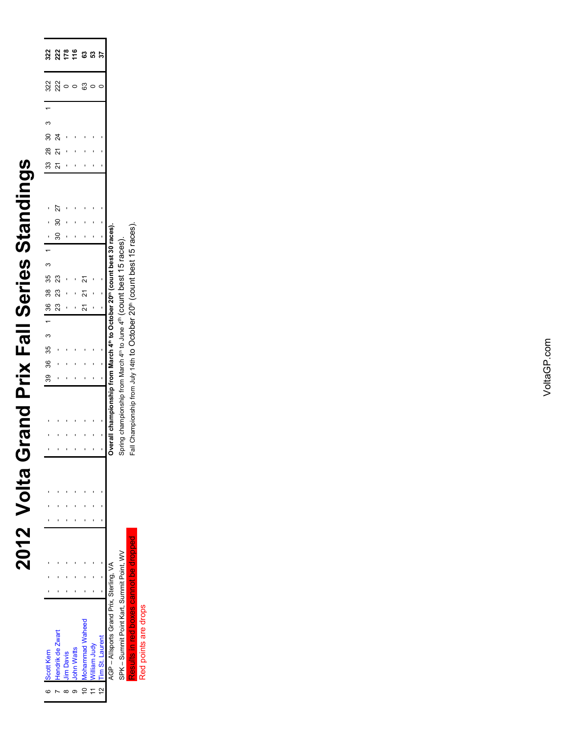# 2012 Volta Grand Prix Fall Series Standings

| | | | | | | | | | | | | | | | | | | | | | | | | | | | | | | |
|---|---|---|---|---|---|---|---|---|---|---|---|---|---|---|---|---|---|---|---|---|---|---|---|---|---|---|---|---|---|---|
| 6 | Scott Kern | - | - | - | - | - | - | - | - | - | 39 | 36 | 35 | 3 | 1 | 36 | 38 | 35 | 3 | 1 | - | - | - | 33 | 28 | 30 | 3 | 1 | 322 | **322** |
| 7 | Hendrik de Zwart | - | - | - | - | - | - | - | - | - | - | - | - | | | 23 | 23 | 23 | | | 30 | 30 | 27 | 21 | 21 | 24 | | | 222 | **222** |
| 8 | Jim Davis | - | - | - | - | - | - | - | - | - | - | - | - | | | - | - | - | | | - | - | - | - | - | - | | | 0 | **178** |
| 9 | John Watts | - | - | - | - | - | - | - | - | - | - | - | - | | | - | - | - | | | - | - | - | - | - | - | | | 0 | **116** |
| 10 | Mohammad Waheed | - | - | - | - | - | - | - | - | - | - | - | - | | | 21 | 21 | 21 | | | - | - | - | - | - | - | | | 63 | **63** |
| 11 | William Judy | - | - | - | - | - | - | - | - | - | - | - | - | | | - | - | - | | | - | - | - | - | - | - | | | 0 | **53** |
| 12 | Tim St. Laurent | - | - | - | - | - | - | - | - | - | - | - | - | | | - | - | - | | | - | - | - | - | - | - | | | 0 | **37** |

AGP – Allsports Grand Prix, Sterling, VA

SPK – Summit Point Kart, Summit Point, WV

Results in red boxes cannot be dropped

Red points are drops

**Overall championship from March 4th to October 20th (count best 30 races).**

Spring championship from March 4th to June 4th (count best 15 races).

Fall Championship from July 14th to October 20th (count best 15 races).

VoltaGP.com